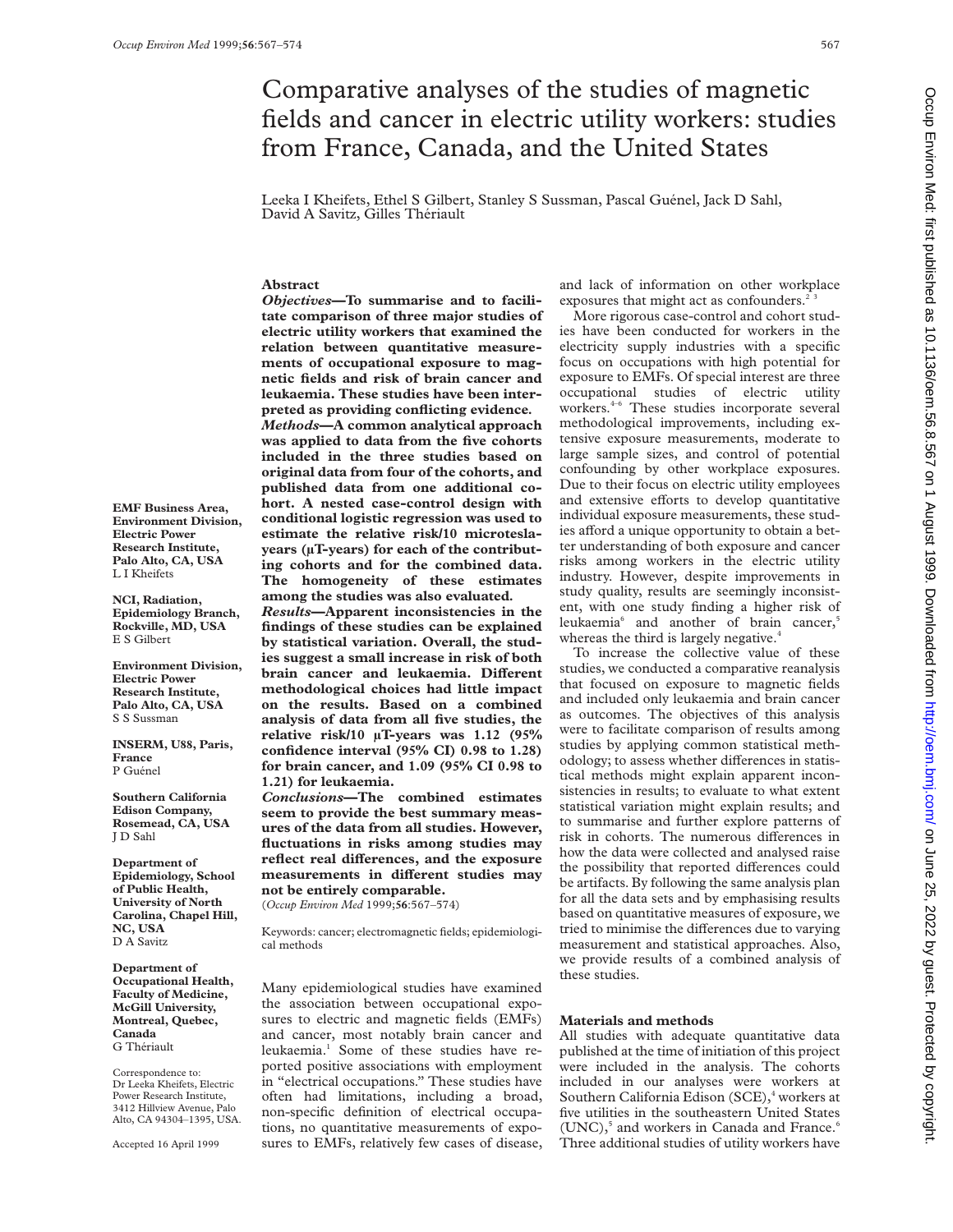# Comparative analyses of the studies of magnetic fields and cancer in electric utility workers: studies from France, Canada, and the United States

Leeka I Kheifets, Ethel S Gilbert, Stanley S Sussman, Pascal Guénel, Jack D Sahl, David A Savitz, Gilles Thériault

**EMF Business Area, Environment Division, Electric Power Research Institute, Palo Alto, CA, USA**
L I Kheifets

**NCI, Radiation, Epidemiology Branch, Rockville, MD, USA**
E S Gilbert

**Environment Division, Electric Power Research Institute, Palo Alto, CA, USA**
S S Sussman

**INSERM, U88, Paris, France**
P Guénel

**Southern California Edison Company, Rosemead, CA, USA**
J D Sahl

**Department of Epidemiology, School of Public Health, University of North Carolina, Chapel Hill, NC, USA**
D A Savitz

**Department of Occupational Health, Faculty of Medicine, McGill University, Montreal, Quebec, Canada**
G Thériault

Correspondence to: Dr Leeka Kheifets, Electric Power Research Institute, 3412 Hillview Avenue, Palo Alto, CA 94304–1395, USA.

Accepted 16 April 1999

## Abstract

***Objectives*—To summarise and to facilitate comparison of three major studies of electric utility workers that examined the relation between quantitative measurements of occupational exposure to magnetic fields and risk of brain cancer and leukaemia. These studies have been interpreted as providing conflicting evidence.**

***Methods*—A common analytical approach was applied to data from the five cohorts included in the three studies based on original data from four of the cohorts, and published data from one additional cohort. A nested case-control design with conditional logistic regression was used to estimate the relative risk/10 microtesla-years (μT-years) for each of the contributing cohorts and for the combined data. The homogeneity of these estimates among the studies was also evaluated.**

***Results*—Apparent inconsistencies in the findings of these studies can be explained by statistical variation. Overall, the studies suggest a small increase in risk of both brain cancer and leukaemia. Different methodological choices had little impact on the results. Based on a combined analysis of data from all five studies, the relative risk/10 μT-years was 1.12 (95% confidence interval (95% CI) 0.98 to 1.28) for brain cancer, and 1.09 (95% CI 0.98 to 1.21) for leukaemia.**

***Conclusions*—The combined estimates seem to provide the best summary measures of the data from all studies. However, fluctuations in risks among studies may reflect real differences, and the exposure measurements in different studies may not be entirely comparable.**

(*Occup Environ Med* 1999;**56**:567–574)

Keywords: cancer; electromagnetic fields; epidemiological methods

Many epidemiological studies have examined the association between occupational exposures to electric and magnetic fields (EMFs) and cancer, most notably brain cancer and leukaemia.[1] Some of these studies have reported positive associations with employment in "electrical occupations." These studies have often had limitations, including a broad, non-specific definition of electrical occupations, no quantitative measurements of exposures to EMFs, relatively few cases of disease, and lack of information on other workplace exposures that might act as confounders.[2 3]

More rigorous case-control and cohort studies have been conducted for workers in the electricity supply industries with a specific focus on occupations with high potential for exposure to EMFs. Of special interest are three occupational studies of electric utility workers.[4–6] These studies incorporate several methodological improvements, including extensive exposure measurements, moderate to large sample sizes, and control of potential confounding by other workplace exposures. Due to their focus on electric utility employees and extensive efforts to develop quantitative individual exposure measurements, these studies afford a unique opportunity to obtain a better understanding of both exposure and cancer risks among workers in the electric utility industry. However, despite improvements in study quality, results are seemingly inconsistent, with one study finding a higher risk of leukaemia[6] and another of brain cancer,[5] whereas the third is largely negative.[4]

To increase the collective value of these studies, we conducted a comparative reanalysis that focused on exposure to magnetic fields and included only leukaemia and brain cancer as outcomes. The objectives of this analysis were to facilitate comparison of results among studies by applying common statistical methodology; to assess whether differences in statistical methods might explain apparent inconsistencies in results; to evaluate to what extent statistical variation might explain results; and to summarise and further explore patterns of risk in cohorts. The numerous differences in how the data were collected and analysed raise the possibility that reported differences could be artifacts. By following the same analysis plan for all the data sets and by emphasising results based on quantitative measures of exposure, we tried to minimise the differences due to varying measurement and statistical approaches. Also, we provide results of a combined analysis of these studies.

## Materials and methods

All studies with adequate quantitative data published at the time of initiation of this project were included in the analysis. The cohorts included in our analyses were workers at Southern California Edison (SCE),[4] workers at five utilities in the southeastern United States (UNC),[5] and workers in Canada and France.[6] Three additional studies of utility workers have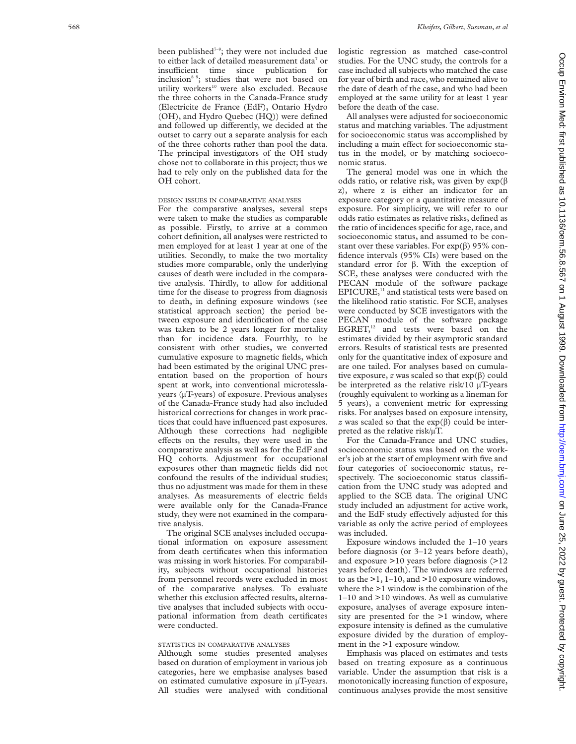been published[7–9]; they were not included due to either lack of detailed measurement data[7] or insufficient time since publication for inclusion[8 9]; studies that were not based on utility workers[10] were also excluded. Because the three cohorts in the Canada-France study (Electricite de France (EdF), Ontario Hydro (OH), and Hydro Quebec (HQ)) were defined and followed up differently, we decided at the outset to carry out a separate analysis for each of the three cohorts rather than pool the data. The principal investigators of the OH study chose not to collaborate in this project; thus we had to rely only on the published data for the OH cohort.

### DESIGN ISSUES IN COMPARATIVE ANALYSES

For the comparative analyses, several steps were taken to make the studies as comparable as possible. Firstly, to arrive at a common cohort definition, all analyses were restricted to men employed for at least 1 year at one of the utilities. Secondly, to make the two mortality studies more comparable, only the underlying causes of death were included in the comparative analysis. Thirdly, to allow for additional time for the disease to progress from diagnosis to death, in defining exposure windows (see statistical approach section) the period between exposure and identification of the case was taken to be 2 years longer for mortality than for incidence data. Fourthly, to be consistent with other studies, we converted cumulative exposure to magnetic fields, which had been estimated by the original UNC presentation based on the proportion of hours spent at work, into conventional microtesla-years (μT-years) of exposure. Previous analyses of the Canada-France study had also included historical corrections for changes in work practices that could have influenced past exposures. Although these corrections had negligible effects on the results, they were used in the comparative analysis as well as for the EdF and HQ cohorts. Adjustment for occupational exposures other than magnetic fields did not confound the results of the individual studies; thus no adjustment was made for them in these analyses. As measurements of electric fields were available only for the Canada-France study, they were not examined in the comparative analysis.

The original SCE analyses included occupational information on exposure assessment from death certificates when this information was missing in work histories. For comparability, subjects without occupational histories from personnel records were excluded in most of the comparative analyses. To evaluate whether this exclusion affected results, alternative analyses that included subjects with occupational information from death certificates were conducted.

### STATISTICS IN COMPARATIVE ANALYSES

Although some studies presented analyses based on duration of employment in various job categories, here we emphasise analyses based on estimated cumulative exposure in μT-years. All studies were analysed with conditional logistic regression as matched case-control studies. For the UNC study, the controls for a case included all subjects who matched the case for year of birth and race, who remained alive to the date of death of the case, and who had been employed at the same utility for at least 1 year before the death of the case.

All analyses were adjusted for socioeconomic status and matching variables. The adjustment for socioeconomic status was accomplished by including a main effect for socioeconomic status in the model, or by matching socioeconomic status.

The general model was one in which the odds ratio, or relative risk, was given by $\exp(\beta z)$, where z is either an indicator for an exposure category or a quantitative measure of exposure. For simplicity, we will refer to our odds ratio estimates as relative risks, defined as the ratio of incidences specific for age, race, and socioeconomic status, and assumed to be constant over these variables. For $\exp(\beta)$ 95% confidence intervals (95% CIs) were based on the standard error for $\beta$. With the exception of SCE, these analyses were conducted with the PECAN module of the software package EPICURE,[11] and statistical tests were based on the likelihood ratio statistic. For SCE, analyses were conducted by SCE investigators with the PECAN module of the software package EGRET,[12] and tests were based on the estimates divided by their asymptotic standard errors. Results of statistical tests are presented only for the quantitative index of exposure and are one tailed. For analyses based on cumulative exposure, $z$ was scaled so that $\exp(\beta)$ could be interpreted as the relative risk/10 μT-years (roughly equivalent to working as a lineman for 5 years), a convenient metric for expressing risks. For analyses based on exposure intensity, $z$ was scaled so that the $\exp(\beta)$ could be interpreted as the relative risk/μT.

For the Canada-France and UNC studies, socioeconomic status was based on the worker's job at the start of employment with five and four categories of socioeconomic status, respectively. The socioeconomic status classification from the UNC study was adopted and applied to the SCE data. The original UNC study included an adjustment for active work, and the EdF study effectively adjusted for this variable as only the active period of employees was included.

Exposure windows included the 1–10 years before diagnosis (or 3–12 years before death), and exposure >10 years before diagnosis (>12 years before death). The windows are referred to as the >1, 1–10, and >10 exposure windows, where the >1 window is the combination of the 1–10 and >10 windows. As well as cumulative exposure, analyses of average exposure intensity are presented for the >1 window, where exposure intensity is defined as the cumulative exposure divided by the duration of employment in the >1 exposure window.

Emphasis was placed on estimates and tests based on treating exposure as a continuous variable. Under the assumption that risk is a monotonically increasing function of exposure, continuous analyses provide the most sensitive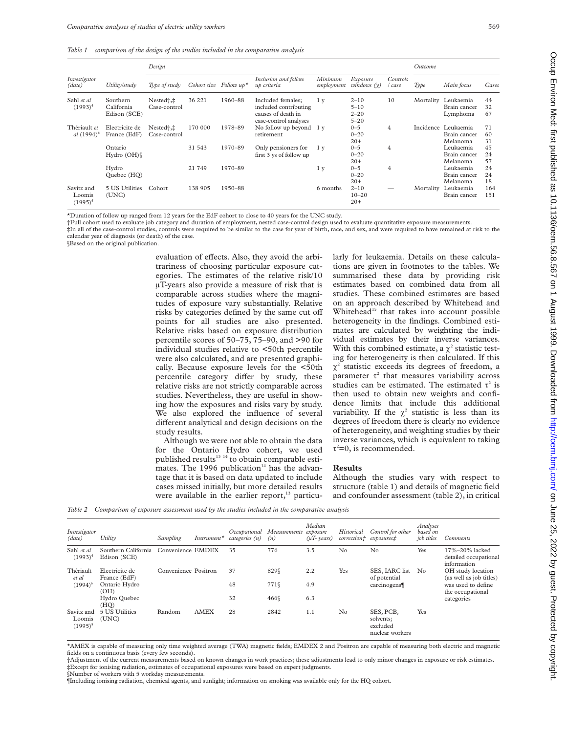*Table 1 comparison of the design of the studies included in the comparative analysis*

| Investigator (date) | Utility/study | Design | | | | | | | | Outcome | | |
|---|---|---|---|---|---|---|---|---|---|---|---|---|
| | | Type of study | Cohort size | Follow up* | Inclusion and follow up criteria | Minimum employment | Exposure windows (y) | Controls / case | Type | Main focus | Cases |
| Sahl *et al* (1993)[4] | Southern California Edison (SCE) | Nested†,‡ Case-control | 36 221 | 1960–88 | Included females; included contributing causes of death in case-control analyses | 1 y | 2–10<br>5–10<br>2–20<br>5–20 | 10 | Mortality | Leukaemia<br>Brain cancer<br>Lymphoma | 44<br>32<br>67 |
| Thériault *et al* (1994)[6] | Electricite de France (EdF) | Nested†,‡ Case-control | 170 000 | 1978–89 | No follow up beyond retirement | 1 y | 0–5<br>0–20<br>20+ | 4 | Incidence | Leukaemia<br>Brain cancer<br>Melanoma | 71<br>60<br>31 |
| | Ontario Hydro (OH)§ | | 31 543 | 1970–89 | Only pensioners for first 3 ys of follow up | 1 y | 0–5<br>0–20<br>20+ | 4 | | Leukaemia<br>Brain cancer<br>Melanoma | 45<br>24<br>57 |
| | Hydro Quebec (HQ) | | 21 749 | 1970–89 | | 1 y | 0–5<br>0–20<br>20+ | 4 | | Leukaemia<br>Brain cancer<br>Melanoma | 24<br>24<br>18 |
| Savitz and Loomis (1995)[5] | 5 US Utilities (UNC) | Cohort | 138 905 | 1950–88 | | 6 months | 2–10<br>10–20<br>20+ | — | Mortality | Leukaemia<br>Brain cancer | 164<br>151 |

*Duration of follow up ranged from 12 years for the EdF cohort to close to 40 years for the UNC study.
†Full cohort used to evaluate job category and duration of employment, nested case-control design used to evaluate quantitative exposure measurements.
‡In all of the case-control studies, controls were required to be similar to the case for year of birth, race, and sex, and were required to have remained at risk to the calendar year of diagnosis (or death) of the case.
§Based on the original publication.

evaluation of effects. Also, they avoid the arbitrariness of choosing particular exposure categories. The estimates of the relative risk/10 μT-years also provide a measure of risk that is comparable across studies where the magnitudes of exposure vary substantially. Relative risks by categories defined by the same cut off points for all studies are also presented. Relative risks based on exposure distribution percentile scores of 50–75, 75–90, and >90 for individual studies relative to <50th percentile were also calculated, and are presented graphically. Because exposure levels for the <50th percentile category differ by study, these relative risks are not strictly comparable across studies. Nevertheless, they are useful in showing how the exposures and risks vary by study. We also explored the influence of several different analytical and design decisions on the study results.

Although we were not able to obtain the data for the Ontario Hydro cohort, we used published results[13 14] to obtain comparable estimates. The 1996 publication[14] has the advantage that it is based on data updated to include cases missed initially, but more detailed results were available in the earlier report,[13] particularly for leukaemia. Details on these calculations are given in footnotes to the tables. We summarised these data by providing risk estimates based on combined data from all studies. These combined estimates are based on an approach described by Whitehead and Whitehead[15] that takes into account possible heterogeneity in the findings. Combined estimates are calculated by weighting the individual estimates by their inverse variances. With this combined estimate, a $\chi^2$ statistic testing for heterogeneity is then calculated. If this $\chi^2$ statistic exceeds its degrees of freedom, a parameter $\tau^2$ that measures variability across studies can be estimated. The estimated $\tau^2$ is then used to obtain new weights and confidence limits that include this additional variability. If the $\chi^2$ statistic is less than its degrees of freedom there is clearly no evidence of heterogeneity, and weighting studies by their inverse variances, which is equivalent to taking $\tau^2=0$, is recommended.

## Results

Although the studies vary with respect to structure (table 1) and details of magnetic field and confounder assessment (table 2), in critical

*Table 2 Comparison of exposure assessment used by the studies included in the comparative analysis*

| Investigator (date) | Utility | Sampling | Instrument* | Occupational categories (n) | Measurements (n) | Median exposure (μT- years) | Historical correction† | Control for other exposures‡ | Analyses based on job titles | Comments |
|---|---|---|---|---|---|---|---|---|---|---|
| Sahl *et al* (1993)[4] | Southern California Edison (SCE) | Convenience | EMDEX | 35 | 776 | 3.5 | No | No | Yes | 17%–20% lacked detailed occupational information |
| Thériault *et al* (1994)[6] | Electricite de France (EdF) | Convenience | Positron | 37 | 829§ | 2.2 | Yes | SES, IARC list of potential carcinogens¶ | No | OH study location (as well as job titles) was used to define the occupational categories |
| | Ontario Hydro (OH) | | | 48 | 771§ | 4.9 | | | | |
| | Hydro Quebec (HQ) | | | 32 | 466§ | 6.3 | | | | |
| Savitz and Loomis (1995)[5] | 5 US Utilities (UNC) | Random | AMEX | 28 | 2842 | 1.1 | No | SES, PCB, solvents; excluded nuclear workers | Yes | |

*AMEX is capable of measuring only time weighted average (TWA) magnetic fields; EMDEX 2 and Positron are capable of measuring both electric and magnetic fields on a continuous basis (every few seconds).
†Adjustment of the current measurements based on known changes in work practices; these adjustments lead to only minor changes in exposure or risk estimates.
‡Except for ionising radiation, estimates of occupational exposures were based on expert judgments.
§Number of workers with 5 workday measurements.
¶Including ionising radiation, chemical agents, and sunlight; information on smoking was available only for the HQ cohort.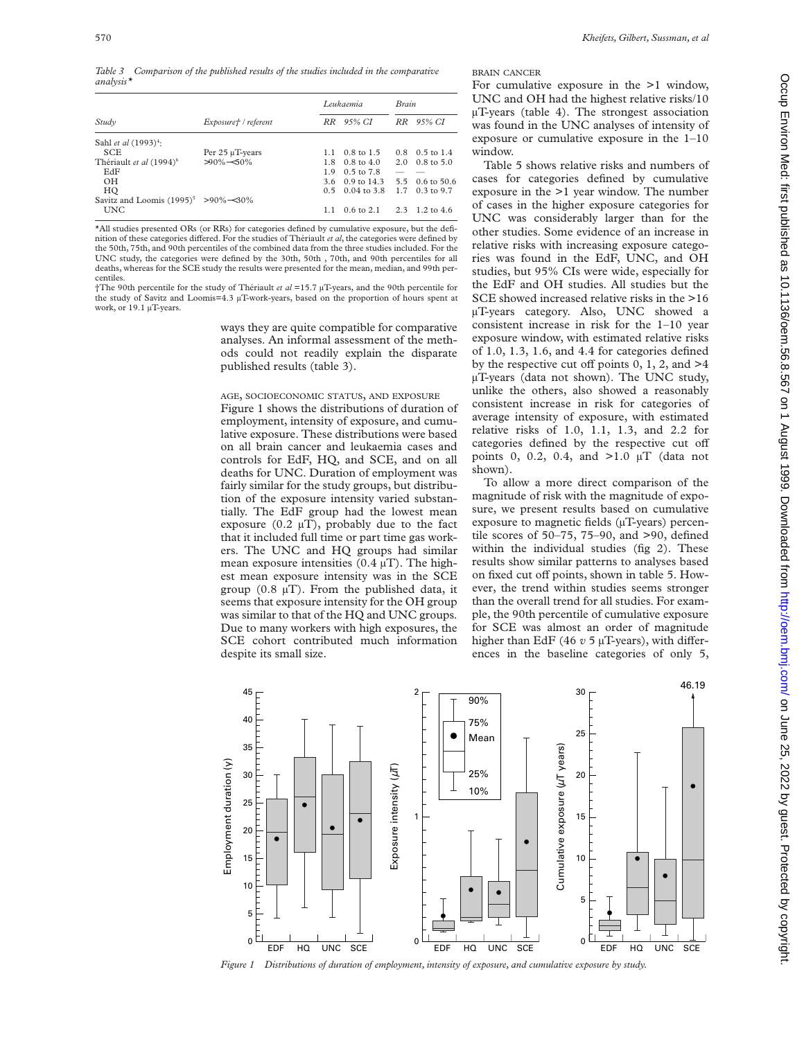*Table 3 Comparison of the published results of the studies included in the comparative analysis\**

| Study | Exposure† / referent | Leukaemia | | Brain | |
|---|---|---|---|---|---|
| | | RR | 95% CI | RR | 95% CI |
| Sahl *et al* (1993)[4]: | | | | | |
| SCE | Per 25 μT-years | 1.1 | 0.8 to 1.5 | 0.8 | 0.5 to 1.4 |
| Thériault *et al* (1994)[6] | >90%–<50% | 1.8 | 0.8 to 4.0 | 2.0 | 0.8 to 5.0 |
| EdF | | 1.9 | 0.5 to 7.8 | — | — |
| OH | | 3.6 | 0.9 to 14.3 | 5.5 | 0.6 to 50.6 |
| HQ | | 0.5 | 0.04 to 3.8 | 1.7 | 0.3 to 9.7 |
| Savitz and Loomis (1995)[5] | >90%–<30% | | | | |
| UNC | | 1.1 | 0.6 to 2.1 | 2.3 | 1.2 to 4.6 |

\*All studies presented ORs (or RRs) for categories defined by cumulative exposure, but the definition of these categories differed. For the studies of Thériault *et al*, the categories were defined by the 50th, 75th, and 90th percentiles of the combined data from the three studies included. For the UNC study, the categories were defined by the 30th, 50th , 70th, and 90th percentiles for all deaths, whereas for the SCE study the results were presented for the mean, median, and 99th percentiles.

†The 90th percentile for the study of Thériault *et al* =15.7 μT-years, and the 90th percentile for the study of Savitz and Loomis=4.3 μT-work-years, based on the proportion of hours spent at work, or 19.1 μT-years.

ways they are quite compatible for comparative analyses. An informal assessment of the methods could not readily explain the disparate published results (table 3).

### AGE, SOCIOECONOMIC STATUS, AND EXPOSURE

Figure 1 shows the distributions of duration of employment, intensity of exposure, and cumulative exposure. These distributions were based on all brain cancer and leukaemia cases and controls for EdF, HQ, and SCE, and on all deaths for UNC. Duration of employment was fairly similar for the study groups, but distribution of the exposure intensity varied substantially. The EdF group had the lowest mean exposure (0.2 μT), probably due to the fact that it included full time or part time gas workers. The UNC and HQ groups had similar mean exposure intensities (0.4 μT). The highest mean exposure intensity was in the SCE group (0.8 μT). From the published data, it seems that exposure intensity for the OH group was similar to that of the HQ and UNC groups. Due to many workers with high exposures, the SCE cohort contributed much information despite its small size.

### BRAIN CANCER

For cumulative exposure in the >1 window, UNC and OH had the highest relative risks/10 μT-years (table 4). The strongest association was found in the UNC analyses of intensity of exposure or cumulative exposure in the 1–10 window.

Table 5 shows relative risks and numbers of cases for categories defined by cumulative exposure in the >1 year window. The number of cases in the higher exposure categories for UNC was considerably larger than for the other studies. Some evidence of an increase in relative risks with increasing exposure categories was found in the EdF, UNC, and OH studies, but 95% CIs were wide, especially for the EdF and OH studies. All studies but the SCE showed increased relative risks in the >16 μT-years category. Also, UNC showed a consistent increase in risk for the 1–10 year exposure window, with estimated relative risks of 1.0, 1.3, 1.6, and 4.4 for categories defined by the respective cut off points 0, 1, 2, and >4 μT-years (data not shown). The UNC study, unlike the others, also showed a reasonably consistent increase in risk for categories of average intensity of exposure, with estimated relative risks of 1.0, 1.1, 1.3, and 2.2 for categories defined by the respective cut off points 0, 0.2, 0.4, and >1.0 μT (data not shown).

To allow a more direct comparison of the magnitude of risk with the magnitude of exposure, we present results based on cumulative exposure to magnetic fields (μT-years) percentile scores of 50–75, 75–90, and >90, defined within the individual studies (fig 2). These results show similar patterns to analyses based on fixed cut off points, shown in table 5. However, the trend within studies seems stronger than the overall trend for all studies. For example, the 90th percentile of cumulative exposure for SCE was almost an order of magnitude higher than EdF (46 *v* 5 μT-years), with differences in the baseline categories of only 5,

*Figure 1 Distributions of duration of employment, intensity of exposure, and cumulative exposure by study.*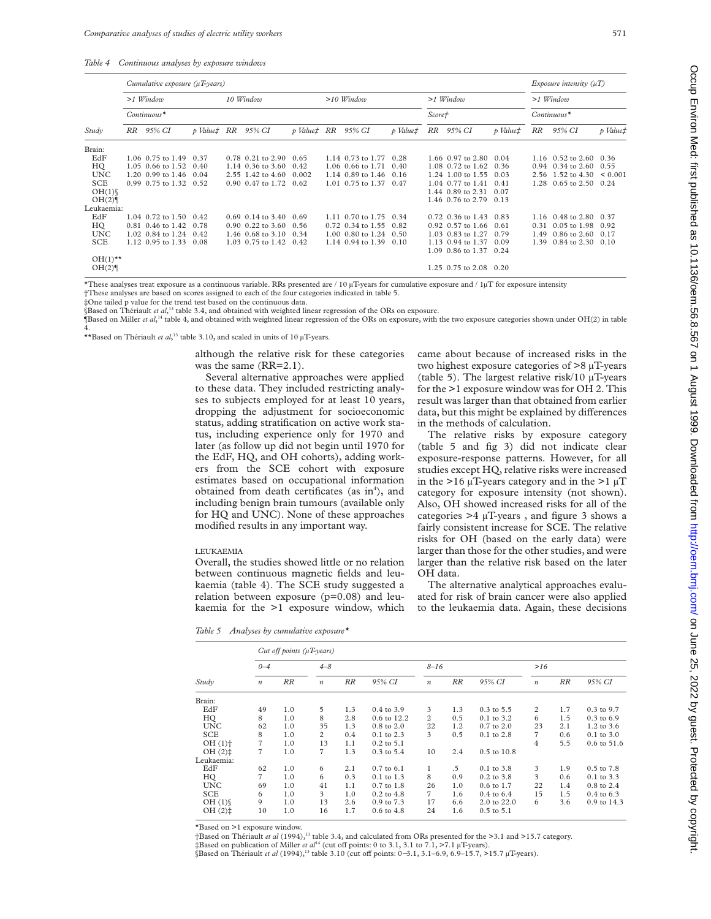*Table 4 Continuous analyses by exposure windows*

| Study | Cumulative exposure (μT-years) | | | | | | | | | | | | Exposure intensity (μT) | | |
|---|---|---|---|---|---|---|---|---|---|---|---|---|---|---|---|
| | >1 Window | | | 10 Window | | | >10 Window | | | >1 Window | | | >1 Window | | |
| | Continuous* | | | | | | | | | Score† | | | Continuous* | | |
| | RR | 95% CI | p Value‡ | RR | 95% CI | p Value‡ | RR | 95% CI | p Value‡ | RR | 95% CI | p Value‡ | RR | 95% CI | p Value‡ |
| Brain: | | | | | | | | | | | | | | | |
| EdF | 1.06 | 0.75 to 1.49 | 0.37 | 0.78 | 0.21 to 2.90 | 0.65 | 1.14 | 0.73 to 1.77 | 0.28 | 1.66 | 0.97 to 2.80 | 0.04 | 1.16 | 0.52 to 2.60 | 0.36 |
| HQ | 1.05 | 0.66 to 1.52 | 0.40 | 1.14 | 0.36 to 3.60 | 0.42 | 1.06 | 0.66 to 1.71 | 0.40 | 1.08 | 0.72 to 1.62 | 0.36 | 0.94 | 0.34 to 2.60 | 0.55 |
| UNC | 1.20 | 0.99 to 1.46 | 0.04 | 2.55 | 1.42 to 4.60 | 0.002 | 1.14 | 0.89 to 1.46 | 0.16 | 1.24 | 1.00 to 1.55 | 0.03 | 2.56 | 1.52 to 4.30 | < 0.001 |
| SCE | 0.99 | 0.75 to 1.32 | 0.52 | 0.90 | 0.47 to 1.72 | 0.62 | 1.01 | 0.75 to 1.37 | 0.47 | 1.04 | 0.77 to 1.41 | 0.41 | 1.28 | 0.65 to 2.50 | 0.24 |
| OH(1)§ | | | | | | | | | | 1.44 | 0.89 to 2.31 | 0.07 | | | |
| OH(2)¶ | | | | | | | | | | 1.46 | 0.76 to 2.79 | 0.13 | | | |
| Leukaemia: | | | | | | | | | | | | | | | |
| EdF | 1.04 | 0.72 to 1.50 | 0.42 | 0.69 | 0.14 to 3.40 | 0.69 | 1.11 | 0.70 to 1.75 | 0.34 | 0.72 | 0.36 to 1.43 | 0.83 | 1.16 | 0.48 to 2.80 | 0.37 |
| HQ | 0.81 | 0.46 to 1.42 | 0.78 | 0.90 | 0.22 to 3.60 | 0.56 | 0.72 | 0.34 to 1.55 | 0.82 | 0.92 | 0.57 to 1.66 | 0.61 | 0.31 | 0.05 to 1.98 | 0.92 |
| UNC | 1.02 | 0.84 to 1.24 | 0.42 | 1.46 | 0.68 to 3.10 | 0.34 | 1.00 | 0.80 to 1.24 | 0.50 | 1.03 | 0.83 to 1.27 | 0.79 | 1.49 | 0.86 to 2.60 | 0.17 |
| SCE | 1.12 | 0.95 to 1.33 | 0.08 | 1.03 | 0.75 to 1.42 | 0.42 | 1.14 | 0.94 to 1.39 | 0.10 | 1.13 | 0.94 to 1.37 | 0.09 | 1.39 | 0.84 to 2.30 | 0.10 |
| OH(1)** | | | | | | | | | | 1.09 | 0.86 to 1.37 | 0.24 | | | |
| OH(2)¶ | | | | | | | | | | 1.25 | 0.75 to 2.08 | 0.20 | | | |

*These analyses treat exposure as a continuous variable. RRs presented are / 10 μT-years for cumulative exposure and / 1μT for exposure intensity
†These analyses are based on scores assigned to each of the four categories indicated in table 5.
‡One tailed p value for the trend test based on the continuous data.
§Based on Thériault *et al*,[13] table 3.4, and obtained with weighted linear regression of the ORs on exposure.
¶Based on Miller *et al*,[14] table 4, and obtained with weighted linear regression of the ORs on exposure, with the two exposure categories shown under OH(2) in table 4.
**Based on Thériault *et al*,[13] table 3.10, and scaled in units of 10 μT-years.

although the relative risk for these categories was the same (RR=2.1).

Several alternative approaches were applied to these data. They included restricting analyses to subjects employed for at least 10 years, dropping the adjustment for socioeconomic status, adding stratification on active work status, including experience only for 1970 and later (as follow up did not begin until 1970 for the EdF, HQ, and OH cohorts), adding workers from the SCE cohort with exposure estimates based on occupational information obtained from death certificates (as in[4]), and including benign brain tumours (available only for HQ and UNC). None of these approaches modified results in any important way.

### LEUKAEMIA

Overall, the studies showed little or no relation between continuous magnetic fields and leukaemia (table 4). The SCE study suggested a relation between exposure (p=0.08) and leukaemia for the >1 exposure window, which came about because of increased risks in the two highest exposure categories of >8 μT-years (table 5). The largest relative risk/10 μT-years for the >1 exposure window was for OH 2. This result was larger than that obtained from earlier data, but this might be explained by differences in the methods of calculation.

The relative risks by exposure category (table 5 and fig 3) did not indicate clear exposure-response patterns. However, for all studies except HQ, relative risks were increased in the >16 μT-years category and in the >1 μT category for exposure intensity (not shown). Also, OH showed increased risks for all of the categories >4 μT-years , and figure 3 shows a fairly consistent increase for SCE. The relative risks for OH (based on the early data) were larger than those for the other studies, and were larger than the relative risk based on the later OH data.

The alternative analytical approaches evaluated for risk of brain cancer were also applied to the leukaemia data. Again, these decisions

*Table 5 Analyses by cumulative exposure**

| Study | Cut off points (μT-years) | | | | | | | | | | |
|---|---|---|---|---|---|---|---|---|---|---|---|
| | 0–4 | | 4–8 | | | 8–16 | | | >16 | | |
| | n | RR | n | RR | 95% CI | n | RR | 95% CI | n | RR | 95% CI |
| Brain: | | | | | | | | | | | |
| EdF | 49 | 1.0 | 5 | 1.3 | 0.4 to 3.9 | 3 | 1.3 | 0.3 to 5.5 | 2 | 1.7 | 0.3 to 9.7 |
| HQ | 8 | 1.0 | 8 | 2.8 | 0.6 to 12.2 | 2 | 0.5 | 0.1 to 3.2 | 6 | 1.5 | 0.3 to 6.9 |
| UNC | 62 | 1.0 | 35 | 1.3 | 0.8 to 2.0 | 22 | 1.2 | 0.7 to 2.0 | 23 | 2.1 | 1.2 to 3.6 |
| SCE | 8 | 1.0 | 2 | 0.4 | 0.1 to 2.3 | 3 | 0.5 | 0.1 to 2.8 | 7 | 0.6 | 0.1 to 3.0 |
| OH (1)† | 7 | 1.0 | 13 | 1.1 | 0.2 to 5.1 | | | | 4 | 5.5 | 0.6 to 51.6 |
| OH (2)‡ | 7 | 1.0 | 7 | 1.3 | 0.3 to 5.4 | 10 | 2.4 | 0.5 to 10.8 | | | |
| Leukaemia: | | | | | | | | | | | |
| EdF | 62 | 1.0 | 6 | 2.1 | 0.7 to 6.1 | 1 | .5 | 0.1 to 3.8 | 3 | 1.9 | 0.5 to 7.8 |
| HQ | 7 | 1.0 | 6 | 0.3 | 0.1 to 1.3 | 8 | 0.9 | 0.2 to 3.8 | 3 | 0.6 | 0.1 to 3.3 |
| UNC | 69 | 1.0 | 41 | 1.1 | 0.7 to 1.8 | 26 | 1.0 | 0.6 to 1.7 | 22 | 1.4 | 0.8 to 2.4 |
| SCE | 6 | 1.0 | 3 | 1.0 | 0.2 to 4.8 | 7 | 1.6 | 0.4 to 6.4 | 15 | 1.5 | 0.4 to 6.3 |
| OH (1)§ | 9 | 1.0 | 13 | 2.6 | 0.9 to 7.3 | 17 | 6.6 | 2.0 to 22.0 | 6 | 3.6 | 0.9 to 14.3 |
| OH (2)‡ | 10 | 1.0 | 16 | 1.7 | 0.6 to 4.8 | 24 | 1.6 | 0.5 to 5.1 | | | |

*Based on >1 exposure window.
†Based on Thériault *et al* (1994),[13] table 3.4, and calculated from ORs presented for the >3.1 and >15.7 category.
‡Based on publication of Miller *et al*[14] (cut off points: 0 to 3.1, 3.1 to 7.1, >7.1 μT-years).
§Based on Thériault *et al* (1994),[13] table 3.10 (cut off points: 0–3.1, 3.1–6.9, 6.9–15.7, >15.7 μT-years).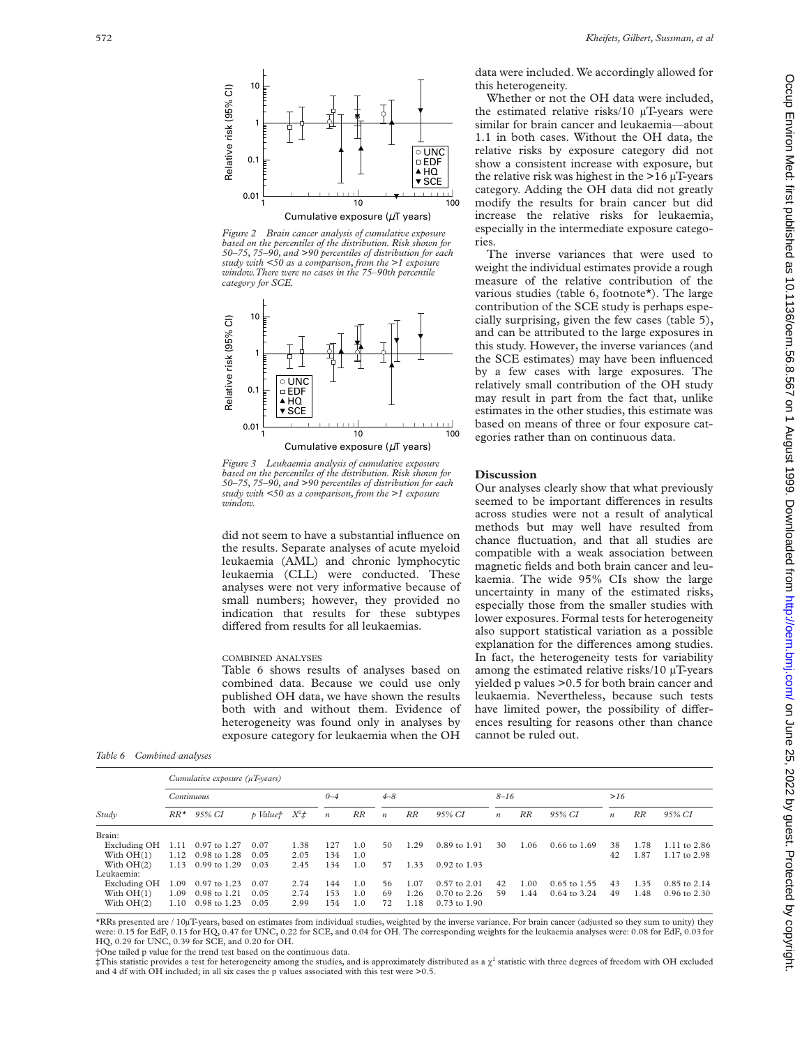*Figure 2 Brain cancer analysis of cumulative exposure based on the percentiles of the distribution. Risk shown for 50–75, 75–90, and >90 percentiles of distribution for each study with <50 as a comparison, from the >1 exposure window. There were no cases in the 75–90th percentile category for SCE.*

*Figure 3 Leukaemia analysis of cumulative exposure based on the percentiles of the distribution. Risk shown for 50–75, 75–90, and >90 percentiles of distribution for each study with <50 as a comparison, from the >1 exposure window.*

did not seem to have a substantial influence on the results. Separate analyses of acute myeloid leukaemia (AML) and chronic lymphocytic leukaemia (CLL) were conducted. These analyses were not very informative because of small numbers; however, they provided no indication that results for these subtypes differed from results for all leukaemias.

### COMBINED ANALYSES

Table 6 shows results of analyses based on combined data. Because we could use only published OH data, we have shown the results both with and without them. Evidence of heterogeneity was found only in analyses by exposure category for leukaemia when the OH data were included. We accordingly allowed for this heterogeneity.

Whether or not the OH data were included, the estimated relative risks/10 μT-years were similar for brain cancer and leukaemia—about 1.1 in both cases. Without the OH data, the relative risks by exposure category did not show a consistent increase with exposure, but the relative risk was highest in the >16 μT-years category. Adding the OH data did not greatly modify the results for brain cancer but did increase the relative risks for leukaemia, especially in the intermediate exposure categories.

The inverse variances that were used to weight the individual estimates provide a rough measure of the relative contribution of the various studies (table 6, footnote*). The large contribution of the SCE study is perhaps especially surprising, given the few cases (table 5), and can be attributed to the large exposures in this study. However, the inverse variances (and the SCE estimates) may have been influenced by a few cases with large exposures. The relatively small contribution of the OH study may result in part from the fact that, unlike estimates in the other studies, this estimate was based on means of three or four exposure categories rather than on continuous data.

## Discussion

Our analyses clearly show that what previously seemed to be important differences in results across studies were not a result of analytical methods but may well have resulted from chance fluctuation, and that all studies are compatible with a weak association between magnetic fields and both brain cancer and leukaemia. The wide 95% CIs show the large uncertainty in many of the estimated risks, especially those from the smaller studies with lower exposures. Formal tests for heterogeneity also support statistical variation as a possible explanation for the differences among studies. In fact, the heterogeneity tests for variability among the estimated relative risks/10 μT-years yielded p values >0.5 for both brain cancer and leukaemia. Nevertheless, because such tests have limited power, the possibility of differences resulting for reasons other than chance cannot be ruled out.

*Table 6 Combined analyses*

| | Cumulative exposure (μT-years) | | | | | | | | | | | | | | | |
|---|---|---|---|---|---|---|---|---|---|---|---|---|---|---|---|---|
| | Continuous | | | | 0–4 | | 4–8 | | | 8–16 | | | >16 | | | |
| Study | RR* | 95% CI | p Value† | $X^2$‡ | n | RR | n | RR | 95% CI | n | RR | 95% CI | n | RR | 95% CI | |
| Brain: | | | | | | | | | | | | | | | | |
| Excluding OH | 1.11 | 0.97 to 1.27 | 0.07 | 1.38 | 127 | 1.0 | 50 | 1.29 | 0.89 to 1.91 | 30 | 1.06 | 0.66 to 1.69 | 38 | 1.78 | 1.11 to 2.86 | |
| With OH(1) | 1.12 | 0.98 to 1.28 | 0.05 | 2.05 | 134 | 1.0 | | | | | | | 42 | 1.87 | 1.17 to 2.98 | |
| With OH(2) | 1.13 | 0.99 to 1.29 | 0.03 | 2.45 | 134 | 1.0 | 57 | 1.33 | 0.92 to 1.93 | | | | | | | |
| Leukaemia: | | | | | | | | | | | | | | | | |
| Excluding OH | 1.09 | 0.97 to 1.23 | 0.07 | 2.74 | 144 | 1.0 | 56 | 1.07 | 0.57 to 2.01 | 42 | 1.00 | 0.65 to 1.55 | 43 | 1.35 | 0.85 to 2.14 | |
| With OH(1) | 1.09 | 0.98 to 1.21 | 0.05 | 2.74 | 153 | 1.0 | 69 | 1.26 | 0.70 to 2.26 | 59 | 1.44 | 0.64 to 3.24 | 49 | 1.48 | 0.96 to 2.30 | |
| With OH(2) | 1.10 | 0.98 to 1.23 | 0.05 | 2.99 | 154 | 1.0 | 72 | 1.18 | 0.73 to 1.90 | | | | | | | |

*RRs presented are / 10μT-years, based on estimates from individual studies, weighted by the inverse variance. For brain cancer (adjusted so they sum to unity) they were: 0.15 for EdF, 0.13 for HQ, 0.47 for UNC, 0.22 for SCE, and 0.04 for OH. The corresponding weights for the leukaemia analyses were: 0.08 for EdF, 0.03 for HQ, 0.29 for UNC, 0.39 for SCE, and 0.20 for OH.

†One tailed p value for the trend test based on the continuous data.

‡This statistic provides a test for heterogeneity among the studies, and is approximately distributed as a $\chi^2$ statistic with three degrees of freedom with OH excluded and 4 df with OH included; in all six cases the p values associated with this test were >0.5.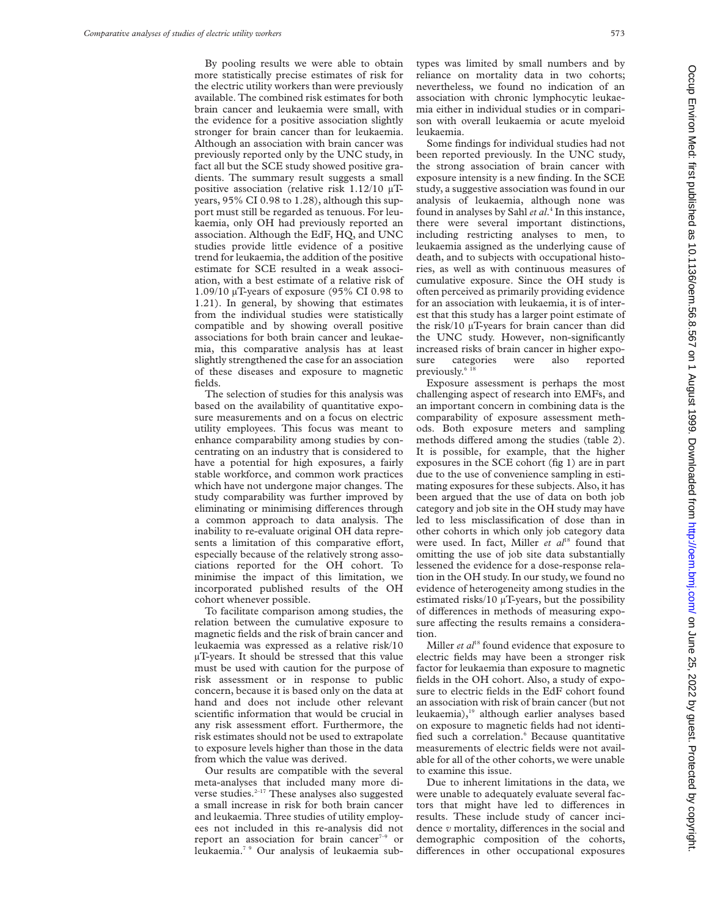By pooling results we were able to obtain more statistically precise estimates of risk for the electric utility workers than were previously available. The combined risk estimates for both brain cancer and leukaemia were small, with the evidence for a positive association slightly stronger for brain cancer than for leukaemia. Although an association with brain cancer was previously reported only by the UNC study, in fact all but the SCE study showed positive gradients. The summary result suggests a small positive association (relative risk 1.12/10 µT-years, 95% CI 0.98 to 1.28), although this support must still be regarded as tenuous. For leukaemia, only OH had previously reported an association. Although the EdF, HQ, and UNC studies provide little evidence of a positive trend for leukaemia, the addition of the positive estimate for SCE resulted in a weak association, with a best estimate of a relative risk of 1.09/10 µT-years of exposure (95% CI 0.98 to 1.21). In general, by showing that estimates from the individual studies were statistically compatible and by showing overall positive associations for both brain cancer and leukaemia, this comparative analysis has at least slightly strengthened the case for an association of these diseases and exposure to magnetic fields.

The selection of studies for this analysis was based on the availability of quantitative exposure measurements and on a focus on electric utility employees. This focus was meant to enhance comparability among studies by concentrating on an industry that is considered to have a potential for high exposures, a fairly stable workforce, and common work practices which have not undergone major changes. The study comparability was further improved by eliminating or minimising differences through a common approach to data analysis. The inability to re-evaluate original OH data represents a limitation of this comparative effort, especially because of the relatively strong associations reported for the OH cohort. To minimise the impact of this limitation, we incorporated published results of the OH cohort whenever possible.

To facilitate comparison among studies, the relation between the cumulative exposure to magnetic fields and the risk of brain cancer and leukaemia was expressed as a relative risk/10 µT-years. It should be stressed that this value must be used with caution for the purpose of risk assessment or in response to public concern, because it is based only on the data at hand and does not include other relevant scientific information that would be crucial in any risk assessment effort. Furthermore, the risk estimates should not be used to extrapolate to exposure levels higher than those in the data from which the value was derived.

Our results are compatible with the several meta-analyses that included many more diverse studies.[2–17] These analyses also suggested a small increase in risk for both brain cancer and leukaemia. Three studies of utility employees not included in this re-analysis did not report an association for brain cancer[7–9] or leukaemia.[7,9] Our analysis of leukaemia subtypes was limited by small numbers and by reliance on mortality data in two cohorts; nevertheless, we found no indication of an association with chronic lymphocytic leukaemia either in individual studies or in comparison with overall leukaemia or acute myeloid leukaemia.

Some findings for individual studies had not been reported previously. In the UNC study, the strong association of brain cancer with exposure intensity is a new finding. In the SCE study, a suggestive association was found in our analysis of leukaemia, although none was found in analyses by Sahl *et al*.[4] In this instance, there were several important distinctions, including restricting analyses to men, to leukaemia assigned as the underlying cause of death, and to subjects with occupational histories, as well as with continuous measures of cumulative exposure. Since the OH study is often perceived as primarily providing evidence for an association with leukaemia, it is of interest that this study has a larger point estimate of the risk/10 µT-years for brain cancer than did the UNC study. However, non-significantly increased risks of brain cancer in higher exposure categories were also reported previously.[6,18]

Exposure assessment is perhaps the most challenging aspect of research into EMFs, and an important concern in combining data is the comparability of exposure assessment methods. Both exposure meters and sampling methods differed among the studies (table 2). It is possible, for example, that the higher exposures in the SCE cohort (fig 1) are in part due to the use of convenience sampling in estimating exposures for these subjects. Also, it has been argued that the use of data on both job category and job site in the OH study may have led to less misclassification of dose than in other cohorts in which only job category data were used. In fact, Miller *et al*[18] found that omitting the use of job site data substantially lessened the evidence for a dose-response relation in the OH study. In our study, we found no evidence of heterogeneity among studies in the estimated risks/10 µT-years, but the possibility of differences in methods of measuring exposure affecting the results remains a consideration.

Miller *et al*[18] found evidence that exposure to electric fields may have been a stronger risk factor for leukaemia than exposure to magnetic fields in the OH cohort. Also, a study of exposure to electric fields in the EdF cohort found an association with risk of brain cancer (but not leukaemia),[19] although earlier analyses based on exposure to magnetic fields had not identified such a correlation.[6] Because quantitative measurements of electric fields were not available for all of the other cohorts, we were unable to examine this issue.

Due to inherent limitations in the data, we were unable to adequately evaluate several factors that might have led to differences in results. These include study of cancer incidence *v* mortality, differences in the social and demographic composition of the cohorts, differences in other occupational exposures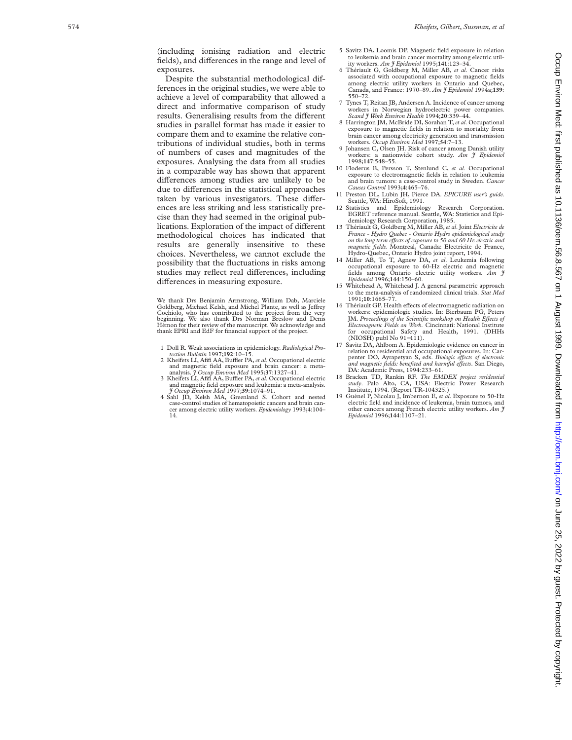(including ionising radiation and electric fields), and differences in the range and level of exposures.

Despite the substantial methodological differences in the original studies, we were able to achieve a level of comparability that allowed a direct and informative comparison of study results. Generalising results from the different studies in parallel format has made it easier to compare them and to examine the relative contributions of individual studies, both in terms of numbers of cases and magnitudes of the exposures. Analysing the data from all studies in a comparable way has shown that apparent differences among studies are unlikely to be due to differences in the statistical approaches taken by various investigators. These differences are less striking and less statistically precise than they had seemed in the original publications. Exploration of the impact of different methodological choices has indicated that results are generally insensitive to these choices. Nevertheless, we cannot exclude the possibility that the fluctuations in risks among studies may reflect real differences, including differences in measuring exposure.

We thank Drs Benjamin Armstrong, William Dab, Marciele Goldberg, Michael Kelsh, and Michel Plante, as well as Jeffrey Cochiolo, who has contributed to the project from the very beginning. We also thank Drs Norman Breslow and Denis Hémon for their review of the manuscript. We acknowledge and thank EPRI and EdF for financial support of the project.

1 Doll R. Weak associations in epidemiology. *Radiological Protection Bulletin* 1997;**192**:10–15.
2 Kheifets LI, Afifi AA, Buffler PA, *et al*. Occupational electric and magnetic field exposure and brain cancer: a meta-analysis. *J Occup Environ Med* 1995;**37**:1327–41.
3 Kheifets LI, Afifi AA, Buffler PA, *et al*. Occupational electric and magnetic field exposure and leukemia: a meta-analysis. *J Occup Environ Med* 1997;**39**:1074–91.
4 Sahl JD, Kelsh MA, Greenland S. Cohort and nested case-control studies of hematopoietic cancers and brain cancer among electric utility workers. *Epidemiology* 1993;**4**:104–14.
5 Savitz DA, Loomis DP. Magnetic field exposure in relation to leukemia and brain cancer mortality among electric utility workers. *Am J Epidemiol* 1995;**141**:123–34.
6 Thériault G, Goldberg M, Miller AB, *et al*. Cancer risks associated with occupational exposure to magnetic fields among electric utility workers in Ontario and Quebec, Canada, and France: 1970–89. *Am J Epidemiol* 1994a;**139**:550–72.
7 Tynes T, Reitan JB, Andersen A. Incidence of cancer among workers in Norwegian hydroelectric power companies. *Scand J Work Environ Health* 1994;**20**:339–44.
8 Harrington JM, McBride DI, Sorahan T, *et al*. Occupational exposure to magnetic fields in relation to mortality from brain cancer among electricity generation and transmission workers. *Occup Environ Med* 1997;**54**:7–13.
9 Johansen C, Olsen JH. Risk of cancer among Danish utility workers: a nationwide cohort study. *Am J Epidemiol* 1998;**147**:548–55.
10 Floderus B, Persson T, Stenlund C, *et al*. Occupational exposure to electromagnetic fields in relation to leukemia and brain tumors: a case-control study in Sweden. *Cancer Causes Control* 1993;**4**:465–76.
11 Preston DL, Lubin JH, Pierce DA. *EPICURE user's guide*. Seattle, WA: HiroSoft, 1991.
12 Statistics and Epidemiology Research Corporation. EGRET reference manual. Seattle, WA: Statistics and Epidemiology Research Corporation, 1985.
13 Thériault G, Goldberg M, Miller AB, *et al*. Joint *Electricite de France - Hydro Quebec - Ontario Hydro epidemiological study on the long term effects of exposure to 50 and 60 Hz electric and magnetic fields*. Montreal, Canada: Electricite de France, Hydro-Quebec, Ontario Hydro joint report, 1994.
14 Miller AB, To T, Agnew DA, *et al*. Leukemia following occupational exposure to 60-Hz electric and magnetic fields among Ontario electric utility workers. *Am J Epidemiol* 1996;**144**:150–60.
15 Whitehead A, Whitehead J. A general parametric approach to the meta-analysis of randomized clinical trials. *Stat Med* 1991;**10**:1665–77.
16 Thériault GP. Health effects of electromagnetic radiation on workers: epidemiologic studies. In: Bierbaum PG, Peters JM. *Proceedings of the Scientific workshop on Health Effects of Electroagnetic Fields on Work*. Cincinnati: National Institute for occupational Safety and Health, 1991. (DHHs (NIOSH) publ No 91–111).
17 Savitz DA, Ahlbom A. Epidemiologic evidence on cancer in relation to residential and occupational exposures. In: Carpenter DO, Ayrapetyan S, eds. *Biologic effects of electronic and magnetic fields: benefited and harmful effects*. San Diego, DA: Academic Press, 1994:233–61.
18 Bracken TD, Rankin RF. *The EMDEX project residential study*. Palo Alto, CA, USA: Electric Power Research Institute, 1994. (Report TR-104325.)
19 Guénel P, Nicolau J, Imbernon E, *et al*. Exposure to 50-Hz electric field and incidence of leukemia, brain tumors, and other cancers among French electric utility workers. *Am J Epidemiol* 1996;**144**:1107–21.